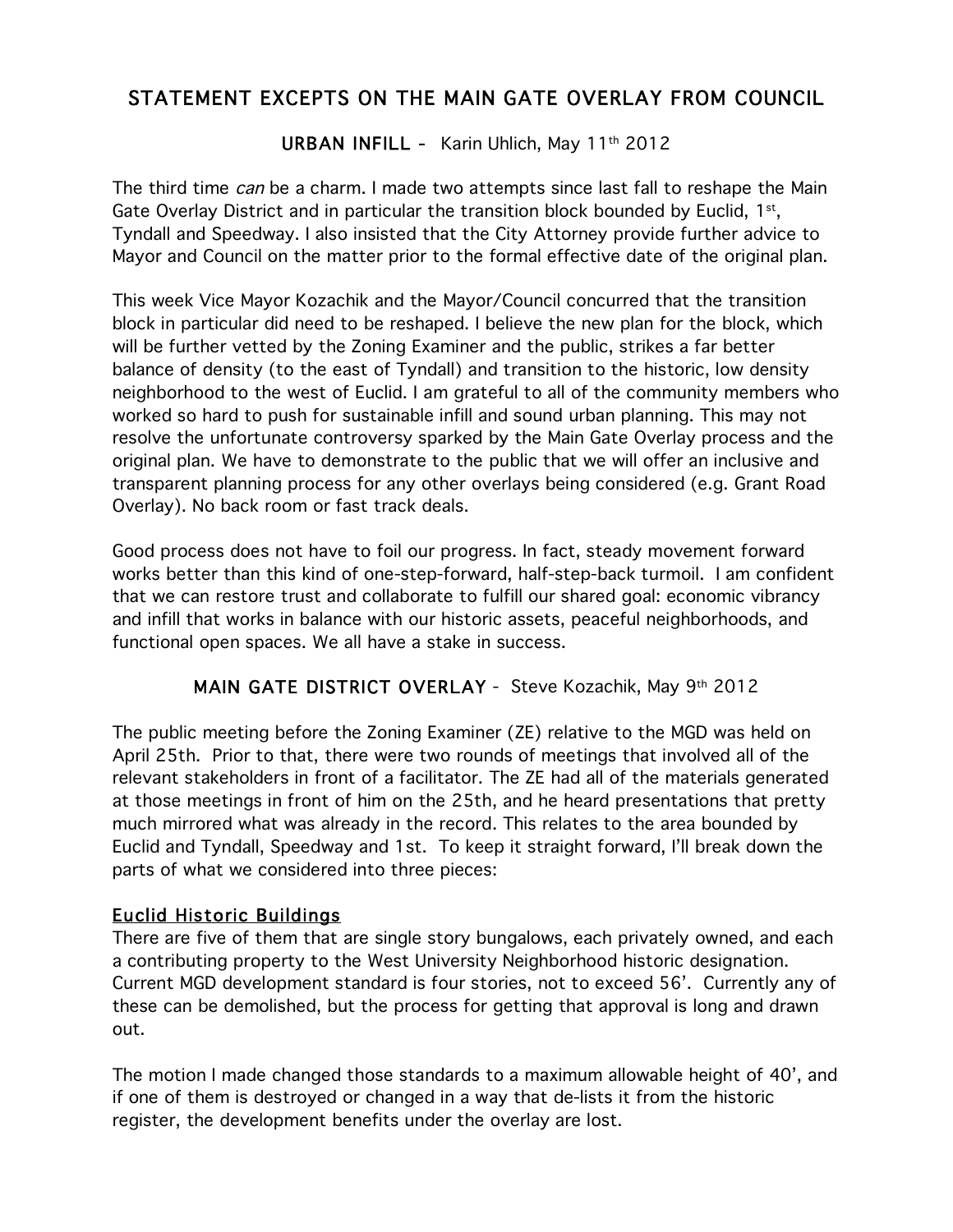# STATEMENT EXCEPTS ON THE MAIN GATE OVERLAY FROM COUNCIL

## URBAN INFILL - Karin Uhlich, May 11th 2012

The third time *can* be a charm. I made two attempts since last fall to reshape the Main Gate Overlay District and in particular the transition block bounded by Euclid, 1st, Tyndall and Speedway. I also insisted that the City Attorney provide further advice to Mayor and Council on the matter prior to the formal effective date of the original plan.

This week Vice Mayor Kozachik and the Mayor/Council concurred that the transition block in particular did need to be reshaped. I believe the new plan for the block, which will be further vetted by the Zoning Examiner and the public, strikes a far better balance of density (to the east of Tyndall) and transition to the historic, low density neighborhood to the west of Euclid. I am grateful to all of the community members who worked so hard to push for sustainable infill and sound urban planning. This may not resolve the unfortunate controversy sparked by the Main Gate Overlay process and the original plan. We have to demonstrate to the public that we will offer an inclusive and transparent planning process for any other overlays being considered (e.g. Grant Road Overlay). No back room or fast track deals.

Good process does not have to foil our progress. In fact, steady movement forward works better than this kind of one-step-forward, half-step-back turmoil. I am confident that we can restore trust and collaborate to fulfill our shared goal: economic vibrancy and infill that works in balance with our historic assets, peaceful neighborhoods, and functional open spaces. We all have a stake in success.

## MAIN GATE DISTRICT OVERLAY - Steve Kozachik, May 9th 2012

The public meeting before the Zoning Examiner (ZE) relative to the MGD was held on April 25th. Prior to that, there were two rounds of meetings that involved all of the relevant stakeholders in front of a facilitator. The ZE had all of the materials generated at those meetings in front of him on the 25th, and he heard presentations that pretty much mirrored what was already in the record. This relates to the area bounded by Euclid and Tyndall, Speedway and 1st. To keep it straight forward, I'll break down the parts of what we considered into three pieces:

### Euclid Historic Buildings

There are five of them that are single story bungalows, each privately owned, and each a contributing property to the West University Neighborhood historic designation. Current MGD development standard is four stories, not to exceed 56'. Currently any of these can be demolished, but the process for getting that approval is long and drawn out.

The motion I made changed those standards to a maximum allowable height of 40', and if one of them is destroyed or changed in a way that de-lists it from the historic register, the development benefits under the overlay are lost.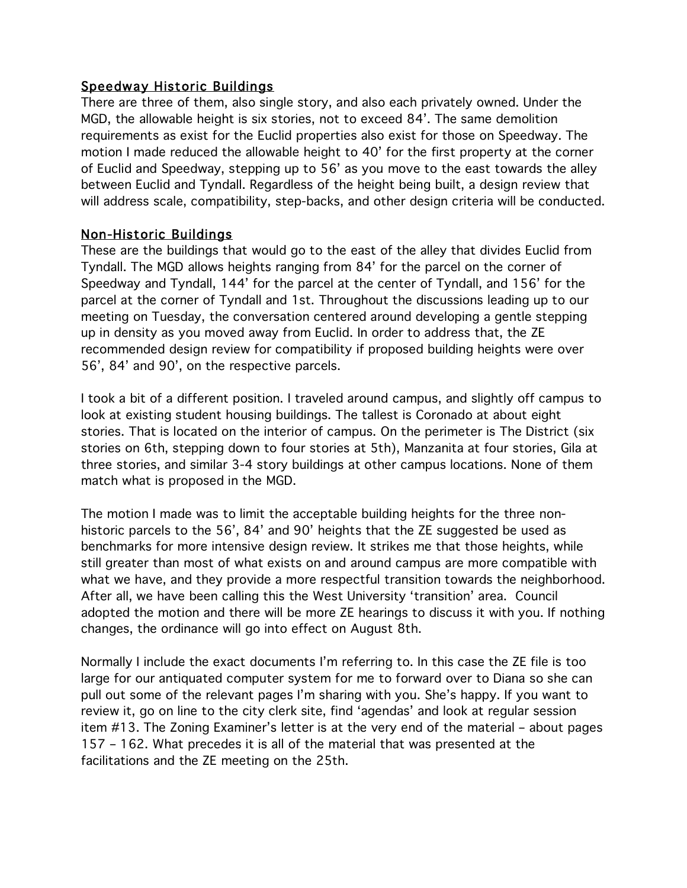## Speedway Historic Buildings

There are three of them, also single story, and also each privately owned. Under the MGD, the allowable height is six stories, not to exceed 84'. The same demolition requirements as exist for the Euclid properties also exist for those on Speedway. The motion I made reduced the allowable height to 40' for the first property at the corner of Euclid and Speedway, stepping up to 56' as you move to the east towards the alley between Euclid and Tyndall. Regardless of the height being built, a design review that will address scale, compatibility, step-backs, and other design criteria will be conducted.

## Non-Historic Buildings

These are the buildings that would go to the east of the alley that divides Euclid from Tyndall. The MGD allows heights ranging from 84' for the parcel on the corner of Speedway and Tyndall, 144' for the parcel at the center of Tyndall, and 156' for the parcel at the corner of Tyndall and 1st. Throughout the discussions leading up to our meeting on Tuesday, the conversation centered around developing a gentle stepping up in density as you moved away from Euclid. In order to address that, the ZE recommended design review for compatibility if proposed building heights were over 56', 84' and 90', on the respective parcels.

I took a bit of a different position. I traveled around campus, and slightly off campus to look at existing student housing buildings. The tallest is Coronado at about eight stories. That is located on the interior of campus. On the perimeter is The District (six stories on 6th, stepping down to four stories at 5th), Manzanita at four stories, Gila at three stories, and similar 3-4 story buildings at other campus locations. None of them match what is proposed in the MGD.

The motion I made was to limit the acceptable building heights for the three non-historic parcels to the 56', 84' and 90' heights that the ZE suggested be used as benchmarks for more intensive design review. It strikes me that those heights, while still greater than most of what exists on and around campus are more compatible with what we have, and they provide a more respectful transition towards the neighborhood. After all, we have been calling this the West University 'transition' area. Council adopted the motion and there will be more ZE hearings to discuss it with you. If nothing changes, the ordinance will go into effect on August 8th.

Normally I include the exact documents I'm referring to. In this case the ZE file is too large for our antiquated computer system for me to forward over to Diana so she can pull out some of the relevant pages I'm sharing with you. She's happy. If you want to review it, go on line to the city clerk site, find 'agendas' and look at regular session item #13. The Zoning Examiner's letter is at the very end of the material – about pages 157 – 162. What precedes it is all of the material that was presented at the facilitations and the ZE meeting on the 25th.